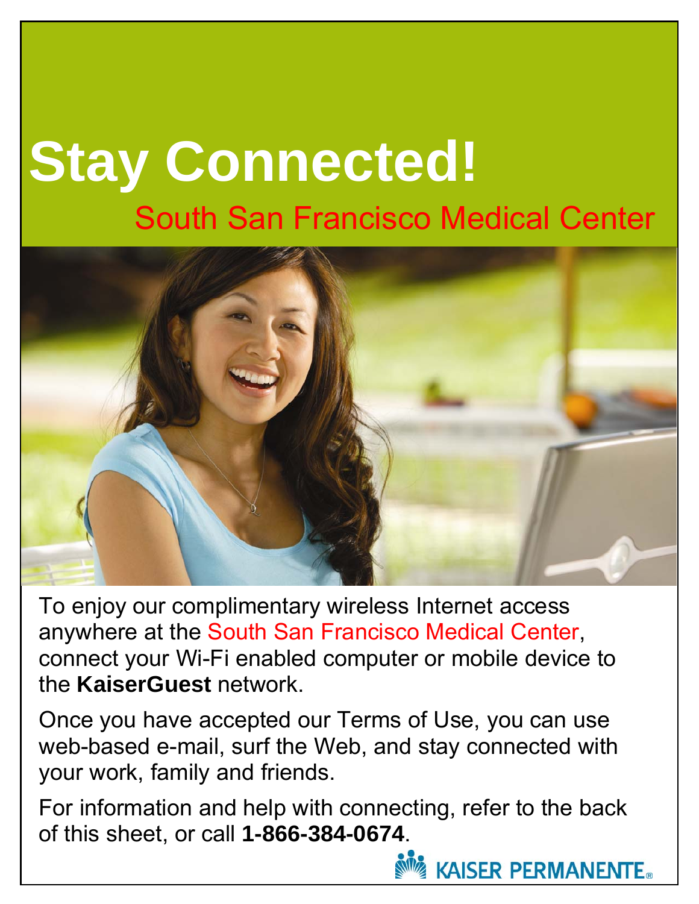# Stay Connected!

## South San Francisco Medical Center

To enjoy our complimentary wireless Internet access anywhere at the South San Francisco Medical Center, connect your Wi-Fi enabled computer or mobile device to the **KaiserGuest** network.

Once you have accepted our Terms of Use, you can use web-based e-mail, surf the Web, and stay connected with your work, family and friends.

For information and help with connecting, refer to the back of this sheet, or call **1-866-384-0674**.

KAISER PERMANENTE®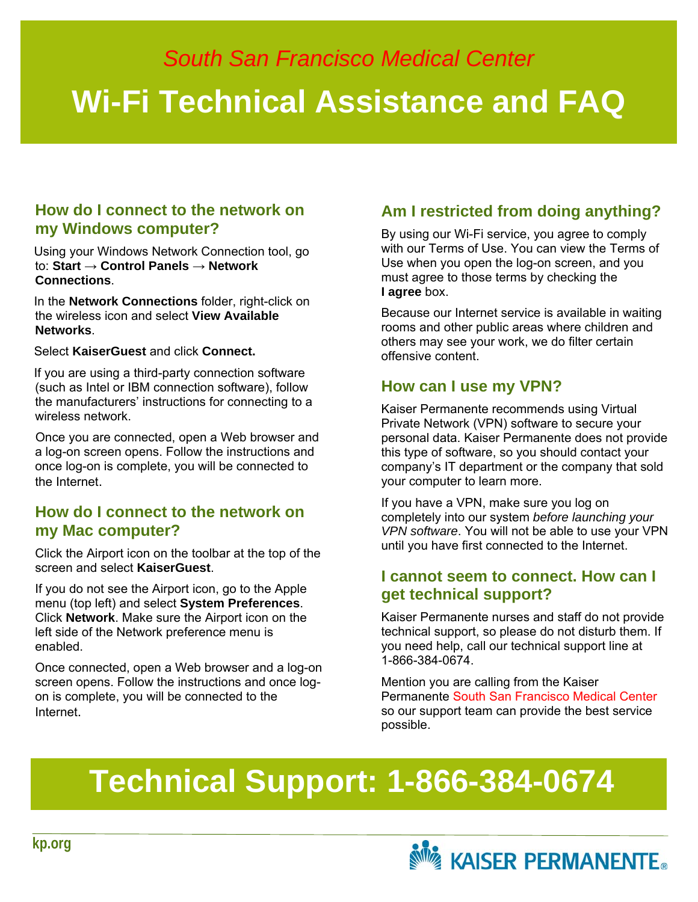*South San Francisco Medical Center*

# Wi-Fi Technical Assistance and FAQ

## How do I connect to the network on my Windows computer?

Using your Windows Network Connection tool, go to: **Start → Control Panels → Network Connections**.

In the **Network Connections** folder, right-click on the wireless icon and select **View Available Networks**.

Select **KaiserGuest** and click **Connect.**

If you are using a third-party connection software (such as Intel or IBM connection software), follow the manufacturers' instructions for connecting to a wireless network.

Once you are connected, open a Web browser and a log-on screen opens. Follow the instructions and once log-on is complete, you will be connected to the Internet.

## How do I connect to the network on my Mac computer?

Click the Airport icon on the toolbar at the top of the screen and select **KaiserGuest**.

If you do not see the Airport icon, go to the Apple menu (top left) and select **System Preferences**. Click **Network**. Make sure the Airport icon on the left side of the Network preference menu is enabled.

Once connected, open a Web browser and a log-on screen opens. Follow the instructions and once log-on is complete, you will be connected to the Internet.

## Am I restricted from doing anything?

By using our Wi-Fi service, you agree to comply with our Terms of Use. You can view the Terms of Use when you open the log-on screen, and you must agree to those terms by checking the **I agree** box.

Because our Internet service is available in waiting rooms and other public areas where children and others may see your work, we do filter certain offensive content.

## How can I use my VPN?

Kaiser Permanente recommends using Virtual Private Network (VPN) software to secure your personal data. Kaiser Permanente does not provide this type of software, so you should contact your company's IT department or the company that sold your computer to learn more.

If you have a VPN, make sure you log on completely into our system *before launching your VPN software*. You will not be able to use your VPN until you have first connected to the Internet.

## I cannot seem to connect. How can I get technical support?

Kaiser Permanente nurses and staff do not provide technical support, so please do not disturb them. If you need help, call our technical support line at 1-866-384-0674.

Mention you are calling from the Kaiser Permanente South San Francisco Medical Center so our support team can provide the best service possible.

# Technical Support: 1-866-384-0674

kp.org

KAISER PERMANENTE®